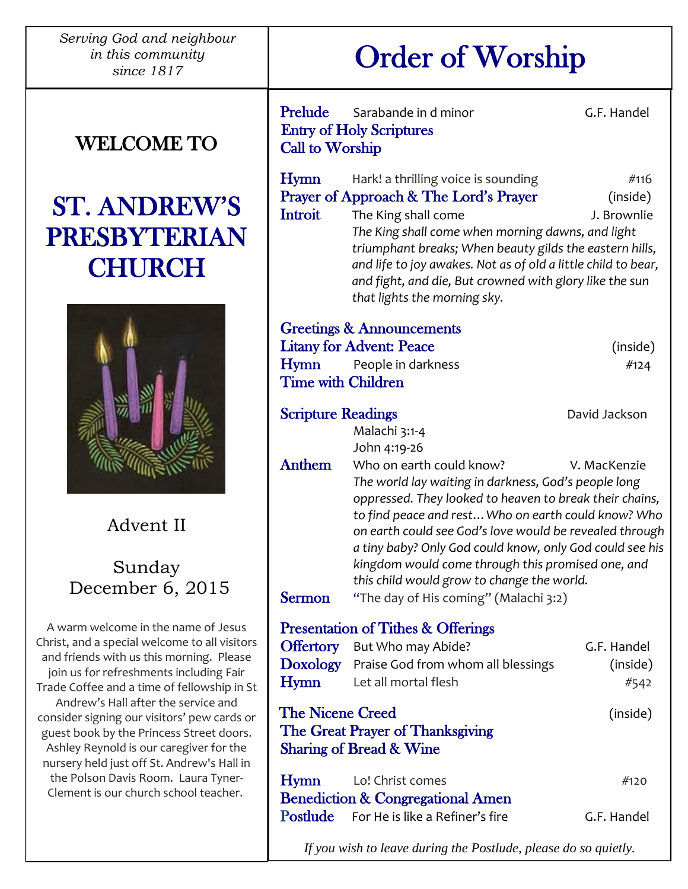*Serving God and neighbour in this community since 1817*

## WELCOME TO

# ST. ANDREW'S PRESBYTERIAN CHURCH

Advent II

Sunday
December 6, 2015

A warm welcome in the name of Jesus Christ, and a special welcome to all visitors and friends with us this morning. Please join us for refreshments including Fair Trade Coffee and a time of fellowship in St Andrew's Hall after the service and consider signing our visitors' pew cards or guest book by the Princess Street doors. Ashley Reynold is our caregiver for the nursery held just off St. Andrew's Hall in the Polson Davis Room. Laura Tyner-Clement is our church school teacher.

# Order of Worship

**Prelude** Sarabande in d minor — G.F. Handel
**Entry of Holy Scriptures**
**Call to Worship**

**Hymn** Hark! a thrilling voice is sounding — #116
**Prayer of Approach & The Lord's Prayer** — (inside)
**Introit** The King shall come — J. Brownlie
*The King shall come when morning dawns, and light triumphant breaks; When beauty gilds the eastern hills, and life to joy awakes. Not as of old a little child to bear, and fight, and die, But crowned with glory like the sun that lights the morning sky.*

**Greetings & Announcements**
**Litany for Advent: Peace** — (inside)
**Hymn** People in darkness — #124
**Time with Children**

**Scripture Readings** — David Jackson
Malachi 3:1-4
John 4:19-26
**Anthem** Who on earth could know? — V. MacKenzie
*The world lay waiting in darkness, God's people long oppressed. They looked to heaven to break their chains, to find peace and rest… Who on earth could know? Who on earth could see God's love would be revealed through a tiny baby? Only God could know, only God could see his kingdom would come through this promised one, and this child would grow to change the world.*
**Sermon** "The day of His coming" (Malachi 3:2)

**Presentation of Tithes & Offerings**
**Offertory** But Who may Abide? — G.F. Handel
**Doxology** Praise God from whom all blessings — (inside)
**Hymn** Let all mortal flesh — #542

**The Nicene Creed** — (inside)
**The Great Prayer of Thanksgiving**
**Sharing of Bread & Wine**

**Hymn** Lo! Christ comes — #120
**Benediction & Congregational Amen**
**Postlude** For He is like a Refiner's fire — G.F. Handel

*If you wish to leave during the Postlude, please do so quietly.*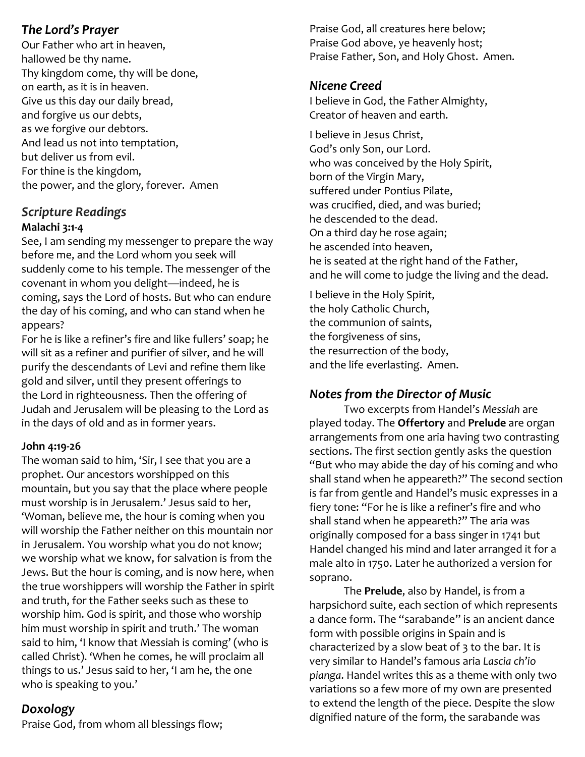## *The Lord's Prayer*

Our Father who art in heaven,
hallowed be thy name.
Thy kingdom come, thy will be done,
on earth, as it is in heaven.
Give us this day our daily bread,
and forgive us our debts,
as we forgive our debtors.
And lead us not into temptation,
but deliver us from evil.
For thine is the kingdom,
the power, and the glory, forever. Amen

## *Scripture Readings*

**Malachi 3:1-4**

See, I am sending my messenger to prepare the way before me, and the Lord whom you seek will suddenly come to his temple. The messenger of the covenant in whom you delight—indeed, he is coming, says the Lord of hosts. But who can endure the day of his coming, and who can stand when he appears?

For he is like a refiner's fire and like fullers' soap; he will sit as a refiner and purifier of silver, and he will purify the descendants of Levi and refine them like gold and silver, until they present offerings to the Lord in righteousness. Then the offering of Judah and Jerusalem will be pleasing to the Lord as in the days of old and as in former years.

**John 4:19-26**

The woman said to him, 'Sir, I see that you are a prophet. Our ancestors worshipped on this mountain, but you say that the place where people must worship is in Jerusalem.' Jesus said to her, 'Woman, believe me, the hour is coming when you will worship the Father neither on this mountain nor in Jerusalem. You worship what you do not know; we worship what we know, for salvation is from the Jews. But the hour is coming, and is now here, when the true worshippers will worship the Father in spirit and truth, for the Father seeks such as these to worship him. God is spirit, and those who worship him must worship in spirit and truth.' The woman said to him, 'I know that Messiah is coming' (who is called Christ). 'When he comes, he will proclaim all things to us.' Jesus said to her, 'I am he, the one who is speaking to you.'

## *Doxology*

Praise God, from whom all blessings flow;
Praise God, all creatures here below;
Praise God above, ye heavenly host;
Praise Father, Son, and Holy Ghost. Amen.

## *Nicene Creed*

I believe in God, the Father Almighty,
Creator of heaven and earth.

I believe in Jesus Christ,
God's only Son, our Lord.
who was conceived by the Holy Spirit,
born of the Virgin Mary,
suffered under Pontius Pilate,
was crucified, died, and was buried;
he descended to the dead.
On a third day he rose again;
he ascended into heaven,
he is seated at the right hand of the Father,
and he will come to judge the living and the dead.

I believe in the Holy Spirit,
the holy Catholic Church,
the communion of saints,
the forgiveness of sins,
the resurrection of the body,
and the life everlasting. Amen.

## *Notes from the Director of Music*

Two excerpts from Handel's *Messiah* are played today. The **Offertory** and **Prelude** are organ arrangements from one aria having two contrasting sections. The first section gently asks the question "But who may abide the day of his coming and who shall stand when he appeareth?" The second section is far from gentle and Handel's music expresses in a fiery tone: "For he is like a refiner's fire and who shall stand when he appeareth?" The aria was originally composed for a bass singer in 1741 but Handel changed his mind and later arranged it for a male alto in 1750. Later he authorized a version for soprano.

The **Prelude**, also by Handel, is from a harpsichord suite, each section of which represents a dance form. The "sarabande" is an ancient dance form with possible origins in Spain and is characterized by a slow beat of 3 to the bar. It is very similar to Handel's famous aria *Lascia ch'io pianga*. Handel writes this as a theme with only two variations so a few more of my own are presented to extend the length of the piece. Despite the slow dignified nature of the form, the sarabande was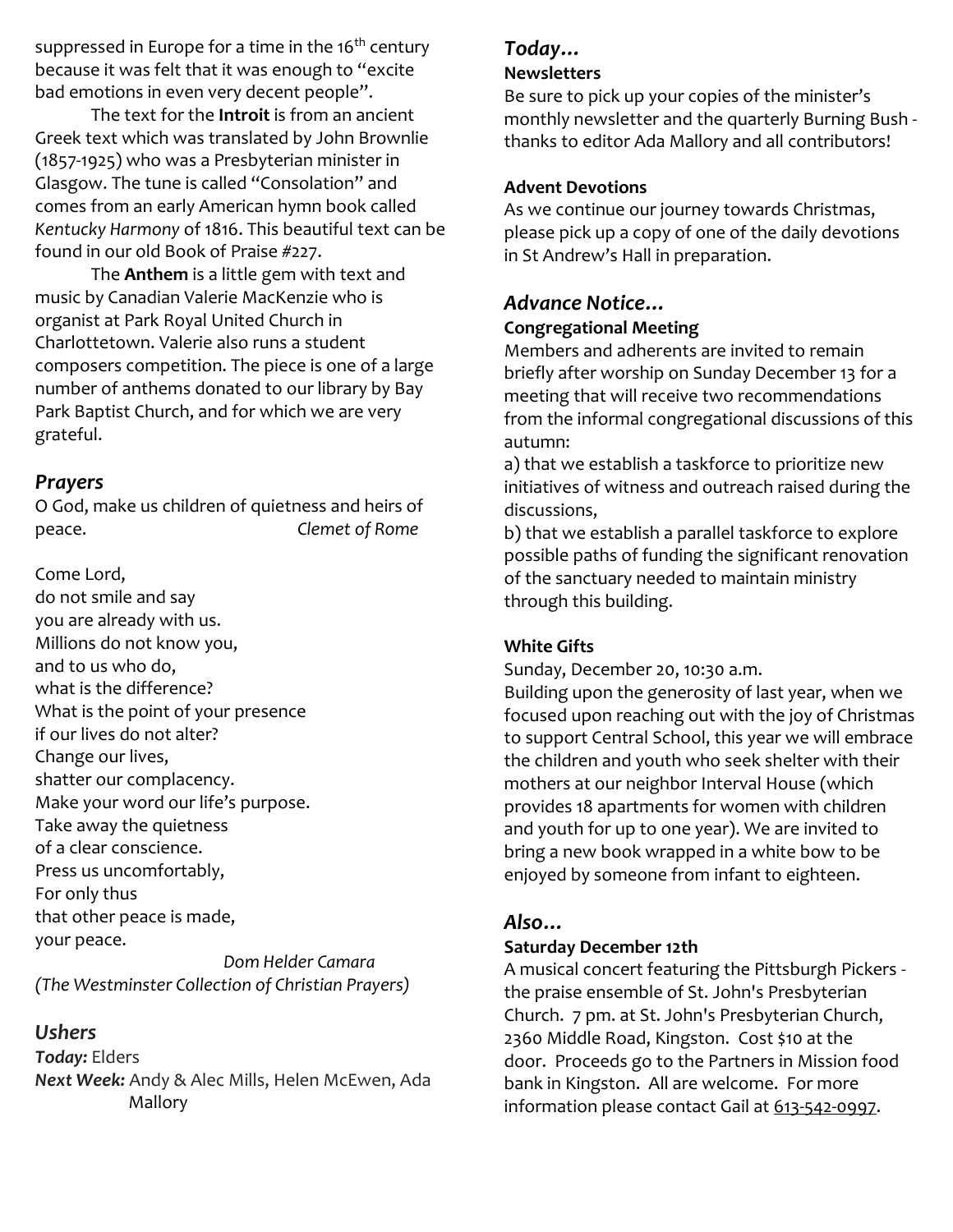suppressed in Europe for a time in the 16th century because it was felt that it was enough to "excite bad emotions in even very decent people".

The text for the **Introit** is from an ancient Greek text which was translated by John Brownlie (1857-1925) who was a Presbyterian minister in Glasgow. The tune is called "Consolation" and comes from an early American hymn book called *Kentucky Harmony* of 1816. This beautiful text can be found in our old Book of Praise #227.

The **Anthem** is a little gem with text and music by Canadian Valerie MacKenzie who is organist at Park Royal United Church in Charlottetown. Valerie also runs a student composers competition. The piece is one of a large number of anthems donated to our library by Bay Park Baptist Church, and for which we are very grateful.

## *Prayers*

O God, make us children of quietness and heirs of peace. *Clemet of Rome*

Come Lord,
do not smile and say
you are already with us.
Millions do not know you,
and to us who do,
what is the difference?
What is the point of your presence
if our lives do not alter?
Change our lives,
shatter our complacency.
Make your word our life's purpose.
Take away the quietness
of a clear conscience.
Press us uncomfortably,
For only thus
that other peace is made,
your peace.

*Dom Helder Camara*
*(The Westminster Collection of Christian Prayers)*

## *Ushers*

***Today:*** Elders
***Next Week:*** Andy & Alec Mills, Helen McEwen, Ada Mallory

## *Today…*

**Newsletters**

Be sure to pick up your copies of the minister's monthly newsletter and the quarterly Burning Bush - thanks to editor Ada Mallory and all contributors!

**Advent Devotions**

As we continue our journey towards Christmas, please pick up a copy of one of the daily devotions in St Andrew's Hall in preparation.

## *Advance Notice…*

**Congregational Meeting**

Members and adherents are invited to remain briefly after worship on Sunday December 13 for a meeting that will receive two recommendations from the informal congregational discussions of this autumn:

a) that we establish a taskforce to prioritize new initiatives of witness and outreach raised during the discussions,

b) that we establish a parallel taskforce to explore possible paths of funding the significant renovation of the sanctuary needed to maintain ministry through this building.

**White Gifts**

Sunday, December 20, 10:30 a.m.

Building upon the generosity of last year, when we focused upon reaching out with the joy of Christmas to support Central School, this year we will embrace the children and youth who seek shelter with their mothers at our neighbor Interval House (which provides 18 apartments for women with children and youth for up to one year). We are invited to bring a new book wrapped in a white bow to be enjoyed by someone from infant to eighteen.

## *Also…*

**Saturday December 12th**

A musical concert featuring the Pittsburgh Pickers - the praise ensemble of St. John's Presbyterian Church. 7 pm. at St. John's Presbyterian Church, 2360 Middle Road, Kingston. Cost $10 at the door. Proceeds go to the Partners in Mission food bank in Kingston. All are welcome. For more information please contact Gail at 613-542-0997.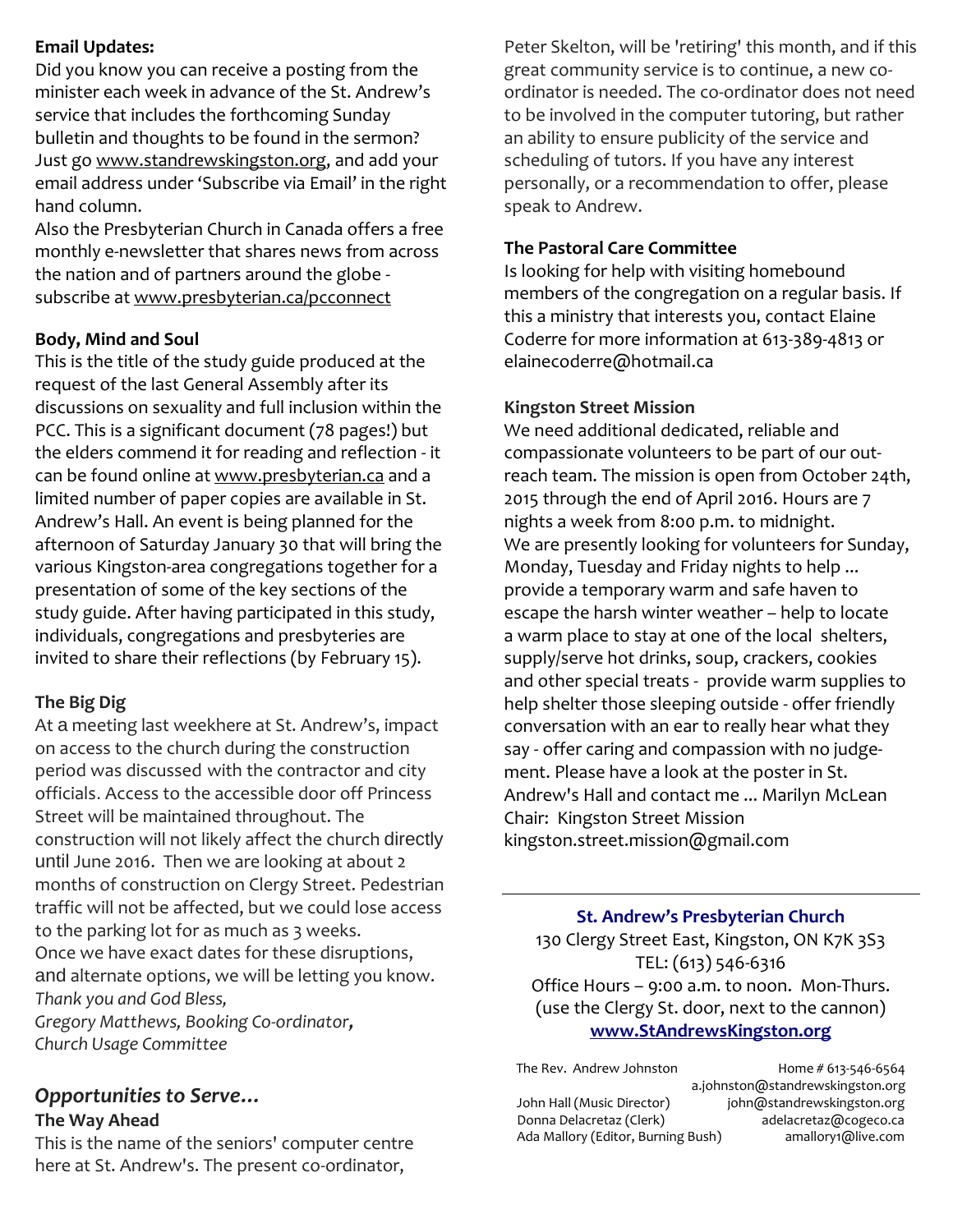**Email Updates:**
Did you know you can receive a posting from the minister each week in advance of the St. Andrew's service that includes the forthcoming Sunday bulletin and thoughts to be found in the sermon? Just go www.standrewskingston.org, and add your email address under 'Subscribe via Email' in the right hand column.
Also the Presbyterian Church in Canada offers a free monthly e-newsletter that shares news from across the nation and of partners around the globe - subscribe at www.presbyterian.ca/pcconnect

**Body, Mind and Soul**
This is the title of the study guide produced at the request of the last General Assembly after its discussions on sexuality and full inclusion within the PCC. This is a significant document (78 pages!) but the elders commend it for reading and reflection - it can be found online at www.presbyterian.ca and a limited number of paper copies are available in St. Andrew's Hall. An event is being planned for the afternoon of Saturday January 30 that will bring the various Kingston-area congregations together for a presentation of some of the key sections of the study guide. After having participated in this study, individuals, congregations and presbyteries are invited to share their reflections (by February 15).

**The Big Dig**
At a meeting last weekhere at St. Andrew's, impact on access to the church during the construction period was discussed with the contractor and city officials. Access to the accessible door off Princess Street will be maintained throughout. The construction will not likely affect the church directly until June 2016. Then we are looking at about 2 months of construction on Clergy Street. Pedestrian traffic will not be affected, but we could lose access to the parking lot for as much as 3 weeks.
Once we have exact dates for these disruptions, and alternate options, we will be letting you know.
*Thank you and God Bless,*
*Gregory Matthews, Booking Co-ordinator,*
*Church Usage Committee*

## *Opportunities to Serve…*

**The Way Ahead**
This is the name of the seniors' computer centre here at St. Andrew's. The present co-ordinator, Peter Skelton, will be 'retiring' this month, and if this great community service is to continue, a new co-ordinator is needed. The co-ordinator does not need to be involved in the computer tutoring, but rather an ability to ensure publicity of the service and scheduling of tutors. If you have any interest personally, or a recommendation to offer, please speak to Andrew.

**The Pastoral Care Committee**
Is looking for help with visiting homebound members of the congregation on a regular basis. If this a ministry that interests you, contact Elaine Coderre for more information at 613-389-4813 or elainecoderre@hotmail.ca

**Kingston Street Mission**
We need additional dedicated, reliable and compassionate volunteers to be part of our out-reach team. The mission is open from October 24th, 2015 through the end of April 2016. Hours are 7 nights a week from 8:00 p.m. to midnight.
We are presently looking for volunteers for Sunday, Monday, Tuesday and Friday nights to help ... provide a temporary warm and safe haven to escape the harsh winter weather – help to locate a warm place to stay at one of the local shelters, supply/serve hot drinks, soup, crackers, cookies and other special treats - provide warm supplies to help shelter those sleeping outside - offer friendly conversation with an ear to really hear what they say - offer caring and compassion with no judgement. Please have a look at the poster in St. Andrew's Hall and contact me ... Marilyn McLean
Chair: Kingston Street Mission
kingston.street.mission@gmail.com

---

**St. Andrew's Presbyterian Church**
130 Clergy Street East, Kingston, ON K7K 3S3
TEL: (613) 546-6316
Office Hours – 9:00 a.m. to noon. Mon-Thurs.
(use the Clergy St. door, next to the cannon)
**www.StAndrewsKingston.org**

| | |
|---|---|
| The Rev. Andrew Johnston | Home # 613-546-6564<br>a.johnston@standrewskingston.org |
| John Hall (Music Director) | john@standrewskingston.org |
| Donna Delacretaz (Clerk) | adelacretaz@cogeco.ca |
| Ada Mallory (Editor, Burning Bush) | amallory1@live.com |